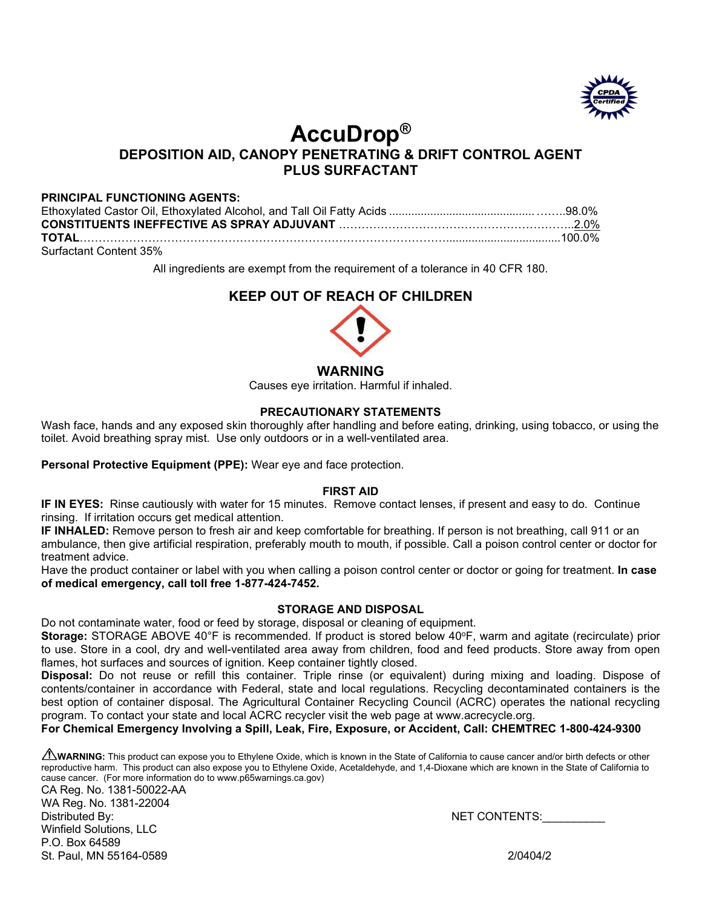# AccuDrop®

## DEPOSITION AID, CANOPY PENETRATING & DRIFT CONTROL AGENT PLUS SURFACTANT

**PRINCIPAL FUNCTIONING AGENTS:**

| | |
|---|---|
| Ethoxylated Castor Oil, Ethoxylated Alcohol, and Tall Oil Fatty Acids | 98.0% |
| **CONSTITUENTS INEFFECTIVE AS SPRAY ADJUVANT** | 2.0% |
| **TOTAL** | 100.0% |

Surfactant Content 35%

All ingredients are exempt from the requirement of a tolerance in 40 CFR 180.

## KEEP OUT OF REACH OF CHILDREN

## WARNING

Causes eye irritation. Harmful if inhaled.

### PRECAUTIONARY STATEMENTS

Wash face, hands and any exposed skin thoroughly after handling and before eating, drinking, using tobacco, or using the toilet. Avoid breathing spray mist. Use only outdoors or in a well-ventilated area.

**Personal Protective Equipment (PPE):** Wear eye and face protection.

### FIRST AID

**IF IN EYES:** Rinse cautiously with water for 15 minutes. Remove contact lenses, if present and easy to do. Continue rinsing. If irritation occurs get medical attention.

**IF INHALED:** Remove person to fresh air and keep comfortable for breathing. If person is not breathing, call 911 or an ambulance, then give artificial respiration, preferably mouth to mouth, if possible. Call a poison control center or doctor for treatment advice.

Have the product container or label with you when calling a poison control center or doctor or going for treatment. **In case of medical emergency, call toll free 1-877-424-7452.**

### STORAGE AND DISPOSAL

Do not contaminate water, food or feed by storage, disposal or cleaning of equipment.

**Storage:** STORAGE ABOVE 40°F is recommended. If product is stored below 40°F, warm and agitate (recirculate) prior to use. Store in a cool, dry and well-ventilated area away from children, food and feed products. Store away from open flames, hot surfaces and sources of ignition. Keep container tightly closed.

**Disposal:** Do not reuse or refill this container. Triple rinse (or equivalent) during mixing and loading. Dispose of contents/container in accordance with Federal, state and local regulations. Recycling decontaminated containers is the best option of container disposal. The Agricultural Container Recycling Council (ACRC) operates the national recycling program. To contact your state and local ACRC recycler visit the web page at www.acrecycle.org.

**For Chemical Emergency Involving a Spill, Leak, Fire, Exposure, or Accident, Call: CHEMTREC 1-800-424-9300**

⚠**WARNING:** This product can expose you to Ethylene Oxide, which is known in the State of California to cause cancer and/or birth defects or other reproductive harm. This product can also expose you to Ethylene Oxide, Acetaldehyde, and 1,4-Dioxane which are known in the State of California to cause cancer. (For more information do to www.p65warnings.ca.gov)

CA Reg. No. 1381-50022-AA
WA Reg. No. 1381-22004
Distributed By:
Winfield Solutions, LLC
P.O. Box 64589
St. Paul, MN 55164-0589

NET CONTENTS:__________

2/0404/2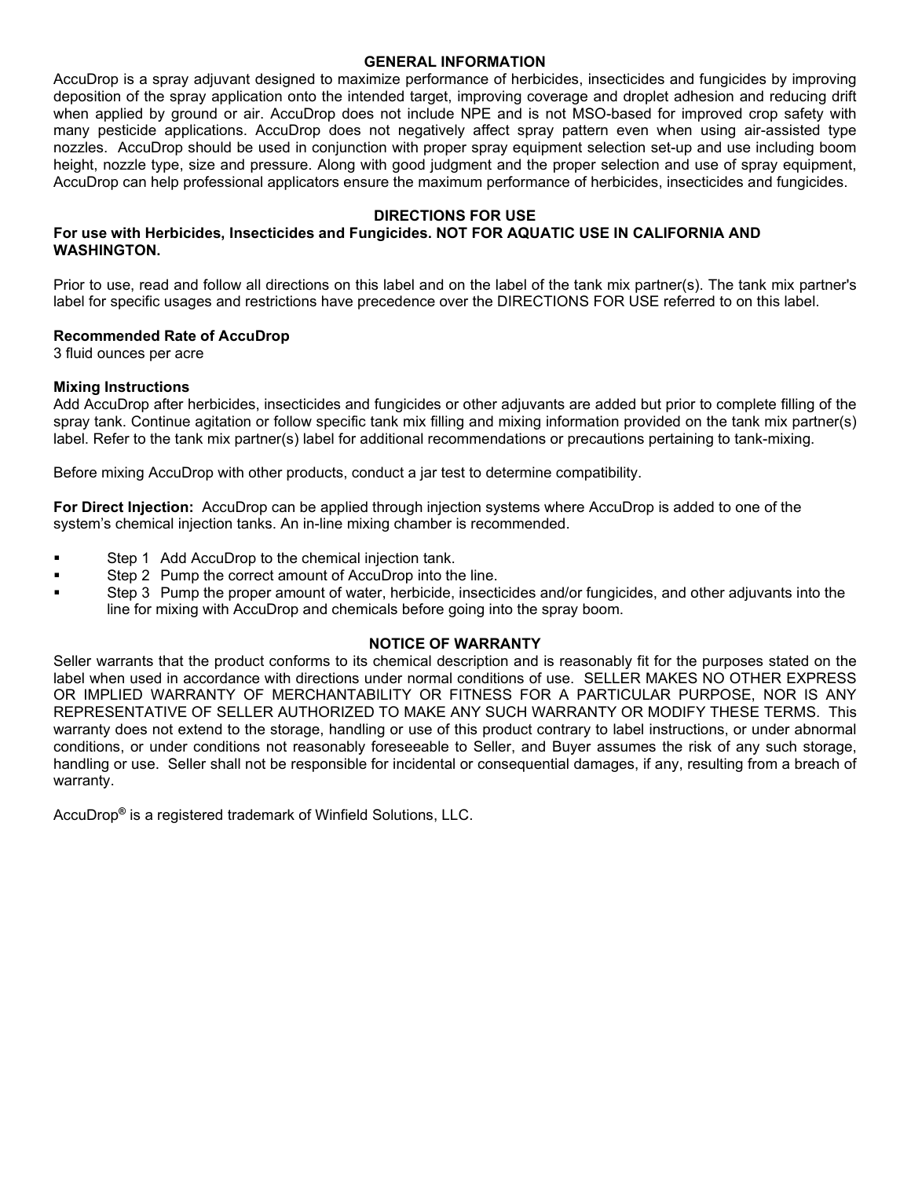## GENERAL INFORMATION

AccuDrop is a spray adjuvant designed to maximize performance of herbicides, insecticides and fungicides by improving deposition of the spray application onto the intended target, improving coverage and droplet adhesion and reducing drift when applied by ground or air. AccuDrop does not include NPE and is not MSO-based for improved crop safety with many pesticide applications. AccuDrop does not negatively affect spray pattern even when using air-assisted type nozzles. AccuDrop should be used in conjunction with proper spray equipment selection set-up and use including boom height, nozzle type, size and pressure. Along with good judgment and the proper selection and use of spray equipment, AccuDrop can help professional applicators ensure the maximum performance of herbicides, insecticides and fungicides.

## DIRECTIONS FOR USE

**For use with Herbicides, Insecticides and Fungicides. NOT FOR AQUATIC USE IN CALIFORNIA AND WASHINGTON.**

Prior to use, read and follow all directions on this label and on the label of the tank mix partner(s). The tank mix partner's label for specific usages and restrictions have precedence over the DIRECTIONS FOR USE referred to on this label.

**Recommended Rate of AccuDrop**

3 fluid ounces per acre

**Mixing Instructions**

Add AccuDrop after herbicides, insecticides and fungicides or other adjuvants are added but prior to complete filling of the spray tank. Continue agitation or follow specific tank mix filling and mixing information provided on the tank mix partner(s) label. Refer to the tank mix partner(s) label for additional recommendations or precautions pertaining to tank-mixing.

Before mixing AccuDrop with other products, conduct a jar test to determine compatibility.

**For Direct Injection:** AccuDrop can be applied through injection systems where AccuDrop is added to one of the system's chemical injection tanks. An in-line mixing chamber is recommended.

- Step 1 Add AccuDrop to the chemical injection tank.
- Step 2 Pump the correct amount of AccuDrop into the line.
- Step 3 Pump the proper amount of water, herbicide, insecticides and/or fungicides, and other adjuvants into the line for mixing with AccuDrop and chemicals before going into the spray boom.

## NOTICE OF WARRANTY

Seller warrants that the product conforms to its chemical description and is reasonably fit for the purposes stated on the label when used in accordance with directions under normal conditions of use. SELLER MAKES NO OTHER EXPRESS OR IMPLIED WARRANTY OF MERCHANTABILITY OR FITNESS FOR A PARTICULAR PURPOSE, NOR IS ANY REPRESENTATIVE OF SELLER AUTHORIZED TO MAKE ANY SUCH WARRANTY OR MODIFY THESE TERMS. This warranty does not extend to the storage, handling or use of this product contrary to label instructions, or under abnormal conditions, or under conditions not reasonably foreseeable to Seller, and Buyer assumes the risk of any such storage, handling or use. Seller shall not be responsible for incidental or consequential damages, if any, resulting from a breach of warranty.

AccuDrop® is a registered trademark of Winfield Solutions, LLC.